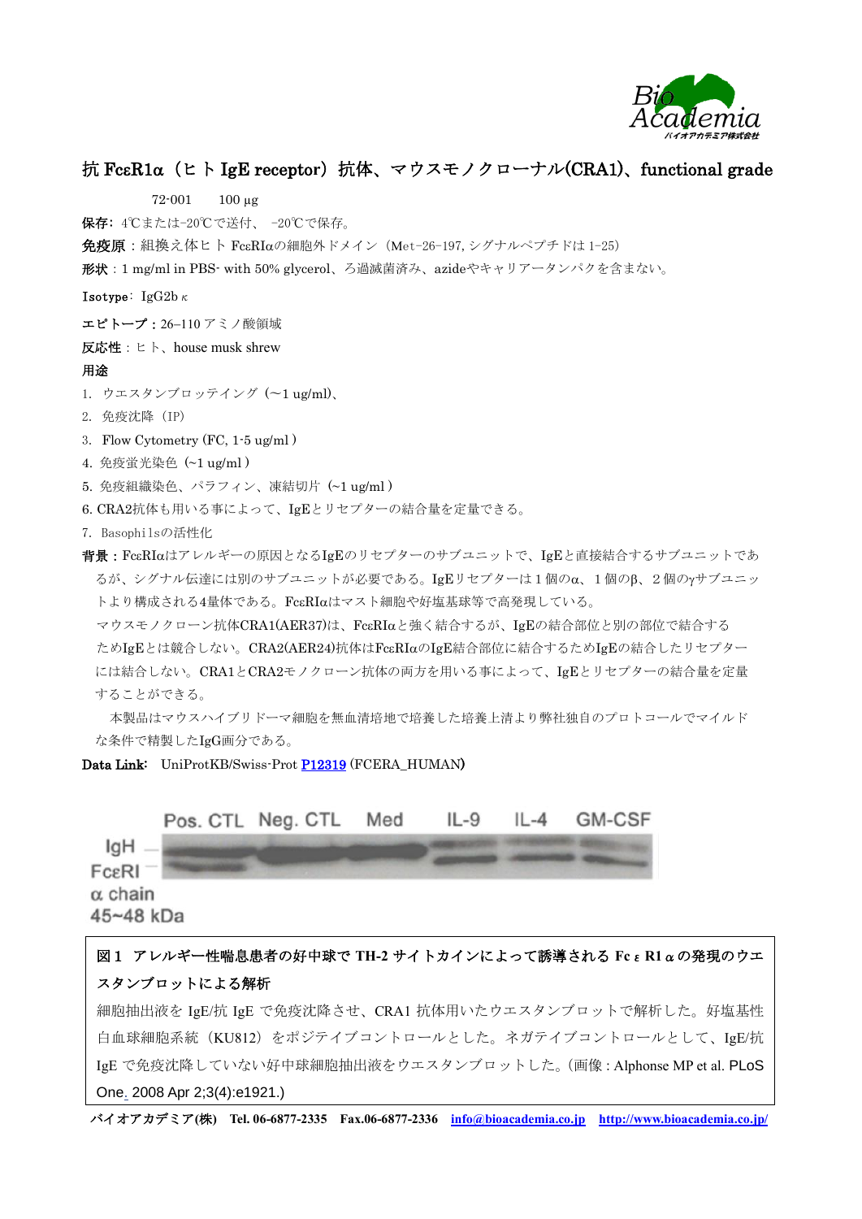# 抗 FcεR1α（ヒト IgE receptor）抗体、マウスモノクローナル(CRA1)、functional grade

72-001　　100 µg

**保存:** 4℃または-20℃で送付、 -20℃で保存。

**免疫原**：組換え体ヒト FcεRIαの細胞外ドメイン（Met-26-197, シグナルペプチドは 1-25）

**形状**：1 mg/ml in PBS- with 50% glycerol、ろ過滅菌済み、azideやキャリアータンパクを含まない。

**Isotype**: IgG2b κ

**エピトープ：** 26–110 アミノ酸領域

**反応性**：ヒト、house musk shrew

**用途**

1. ウエスタンブロッテイング（~1 ug/ml)、
2. 免疫沈降（IP)
3. Flow Cytometry (FC, 1-5 ug/ml )
4. 免疫蛍光染色（~1 ug/ml )
5. 免疫組織染色、パラフィン、凍結切片（~1 ug/ml )
6. CRA2抗体も用いる事によって、IgEとリセプターの結合量を定量できる。
7. Basophilsの活性化

**背景：** FcεRIαはアレルギーの原因となるIgEのリセプターのサブユニットで、IgEと直接結合するサブユニットであるが、シグナル伝達には別のサブユニットが必要である。IgEリセプターは 1 個のα、1 個のβ、2 個のγサブユニットより構成される4量体である。FcεRIαはマスト細胞や好塩基球等で高発現している。

マウスモノクローン抗体CRA1(AER37)は、FcεRIαと強く結合するが、IgEの結合部位と別の部位で結合するためIgEとは競合しない。CRA2(AER24)抗体はFcεRIαのIgE結合部位に結合するためIgEの結合したリセプターには結合しない。CRA1とCRA2モノクローン抗体の両方を用いる事によって、IgEとリセプターの結合量を定量することができる。

本製品はマウスハイブリドーマ細胞を無血清培地で培養した培養上清より弊社独自のプロトコールでマイルドな条件で精製したIgG画分である。

**Data Link:** UniProtKB/Swiss-Prot P12319 (FCERA_HUMAN)

Pos. CTL　Neg. CTL　Med　IL-9　IL-4　GM-CSF

IgH

FcεRI α chain 45~48 kDa

**図 1 アレルギー性喘息患者の好中球で TH-2 サイトカインによって誘導される Fc ε R1 α の発現のウエスタンブロットによる解析**

細胞抽出液を IgE/抗 IgE で免疫沈降させ、CRA1 抗体用いたウエスタンブロットで解析した。好塩基性白血球細胞系統（KU812）をポジテイブコントロールとした。ネガテイブコントロールとして、IgE/抗 IgE で免疫沈降していない好中球細胞抽出液をウエスタンブロットした。(画像 : Alphonse MP et al. PLoS One. 2008 Apr 2;3(4):e1921.)

バイオアカデミア(株)　Tel. 06-6877-2335　Fax.06-6877-2336　info@bioacademia.co.jp　http://www.bioacademia.co.jp/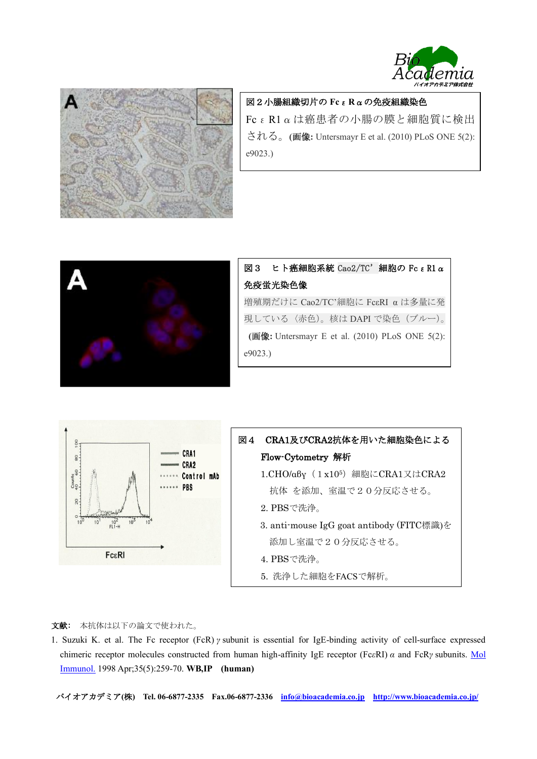図２小腸組織切片の Fc ε R α の免疫組織染色

Fc ε R1 α は癌患者の小腸の膜と細胞質に検出される。(**画像:** Untersmayr E et al. (2010) PLoS ONE 5(2): e9023.)

図３　ヒト癌細胞系統 Cao2/TC’ 細胞の Fc ε R1 α 免疫蛍光染色像

増殖期だけに Cao2/TC’細胞に FcεRI α は多量に発現している（赤色）。核は DAPI で染色（ブルー）。(**画像:** Untersmayr E et al. (2010) PLoS ONE 5(2): e9023.)

図４　CRA1及びCRA2抗体を用いた細胞染色による Flow-Cytometry 解析

1. CHO/αβγ（$1\,x10^5$）細胞にCRA1又はCRA2抗体 を添加、室温で２０分反応させる。
2. PBSで洗浄。
3. anti-mouse IgG goat antibody (FITC標識)を添加し室温で２０分反応させる。
4. PBSで洗浄。
5. 洗浄した細胞をFACSで解析。

**文献:** 本抗体は以下の論文で使われた。

1. Suzuki K. et al. The Fc receptor (FcR) *γ* subunit is essential for IgE-binding activity of cell-surface expressed chimeric receptor molecules constructed from human high-affinity IgE receptor (FcεRI) *α* and FcR*γ* subunits. Mol Immunol. 1998 Apr;35(5):259-70. **WB,IP (human)**

バイオアカデミア(株)　Tel. 06-6877-2335　Fax.06-6877-2336　info@bioacademia.co.jp　http://www.bioacademia.co.jp/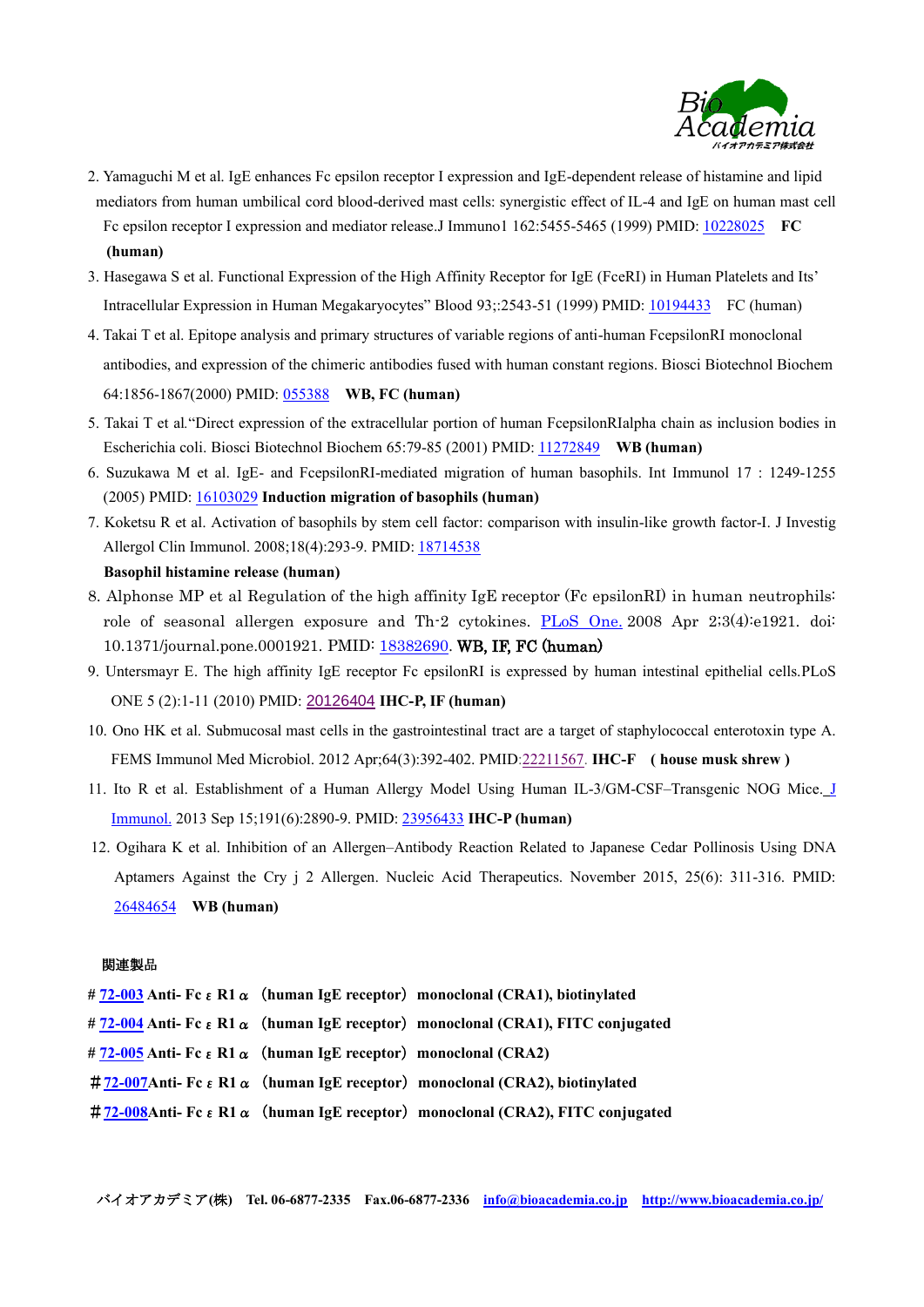2. Yamaguchi M et al. IgE enhances Fc epsilon receptor I expression and IgE-dependent release of histamine and lipid mediators from human umbilical cord blood-derived mast cells: synergistic effect of IL-4 and IgE on human mast cell Fc epsilon receptor I expression and mediator release.J Immuno1 162:5455-5465 (1999) PMID: 10228025 **FC (human)**
3. Hasegawa S et al. Functional Expression of the High Affinity Receptor for IgE (FceRI) in Human Platelets and Its' Intracellular Expression in Human Megakaryocytes" Blood 93;:2543-51 (1999) PMID: 10194433 FC (human)
4. Takai T et al. Epitope analysis and primary structures of variable regions of anti-human FcepsilonRI monoclonal antibodies, and expression of the chimeric antibodies fused with human constant regions. Biosci Biotechnol Biochem 64:1856-1867(2000) PMID: 055388 **WB, FC (human)**
5. Takai T et al."Direct expression of the extracellular portion of human FcepsilonRIalpha chain as inclusion bodies in Escherichia coli. Biosci Biotechnol Biochem 65:79-85 (2001) PMID: 11272849 **WB (human)**
6. Suzukawa M et al. IgE- and FcepsilonRI-mediated migration of human basophils. Int Immunol 17 : 1249-1255 (2005) PMID: 16103029 **Induction migration of basophils (human)**
7. Koketsu R et al. Activation of basophils by stem cell factor: comparison with insulin-like growth factor-I. J Investig Allergol Clin Immunol. 2008;18(4):293-9. PMID: 18714538
   **Basophil histamine release (human)**
8. Alphonse MP et al Regulation of the high affinity IgE receptor (Fc epsilonRI) in human neutrophils: role of seasonal allergen exposure and Th-2 cytokines. PLoS One. 2008 Apr 2;3(4):e1921. doi: 10.1371/journal.pone.0001921. PMID: 18382690. **WB, IF, FC (human)**
9. Untersmayr E. The high affinity IgE receptor Fc epsilonRI is expressed by human intestinal epithelial cells.PLoS ONE 5 (2):1-11 (2010) PMID: 20126404 **IHC-P, IF (human)**
10. Ono HK et al. Submucosal mast cells in the gastrointestinal tract are a target of staphylococcal enterotoxin type A. FEMS Immunol Med Microbiol. 2012 Apr;64(3):392-402. PMID:22211567. **IHC-F ( house musk shrew )**
11. Ito R et al. Establishment of a Human Allergy Model Using Human IL-3/GM-CSF–Transgenic NOG Mice. J Immunol. 2013 Sep 15;191(6):2890-9. PMID: 23956433 **IHC-P (human)**
12. Ogihara K et al. Inhibition of an Allergen–Antibody Reaction Related to Japanese Cedar Pollinosis Using DNA Aptamers Against the Cry j 2 Allergen. Nucleic Acid Therapeutics. November 2015, 25(6): 311-316. PMID: 26484654 **WB (human)**

**関連製品**

**# 72-003 Anti- Fc ε R1 α （human IgE receptor） monoclonal (CRA1), biotinylated**

**# 72-004 Anti- Fc ε R1 α （human IgE receptor） monoclonal (CRA1), FITC conjugated**

**# 72-005 Anti- Fc ε R1 α （human IgE receptor） monoclonal (CRA2)**

**＃72-007Anti- Fc ε R1 α （human IgE receptor） monoclonal (CRA2), biotinylated**

**＃72-008Anti- Fc ε R1 α （human IgE receptor） monoclonal (CRA2), FITC conjugated**

**バイオアカデミア(株) Tel. 06-6877-2335 Fax.06-6877-2336 info@bioacademia.co.jp http://www.bioacademia.co.jp/**